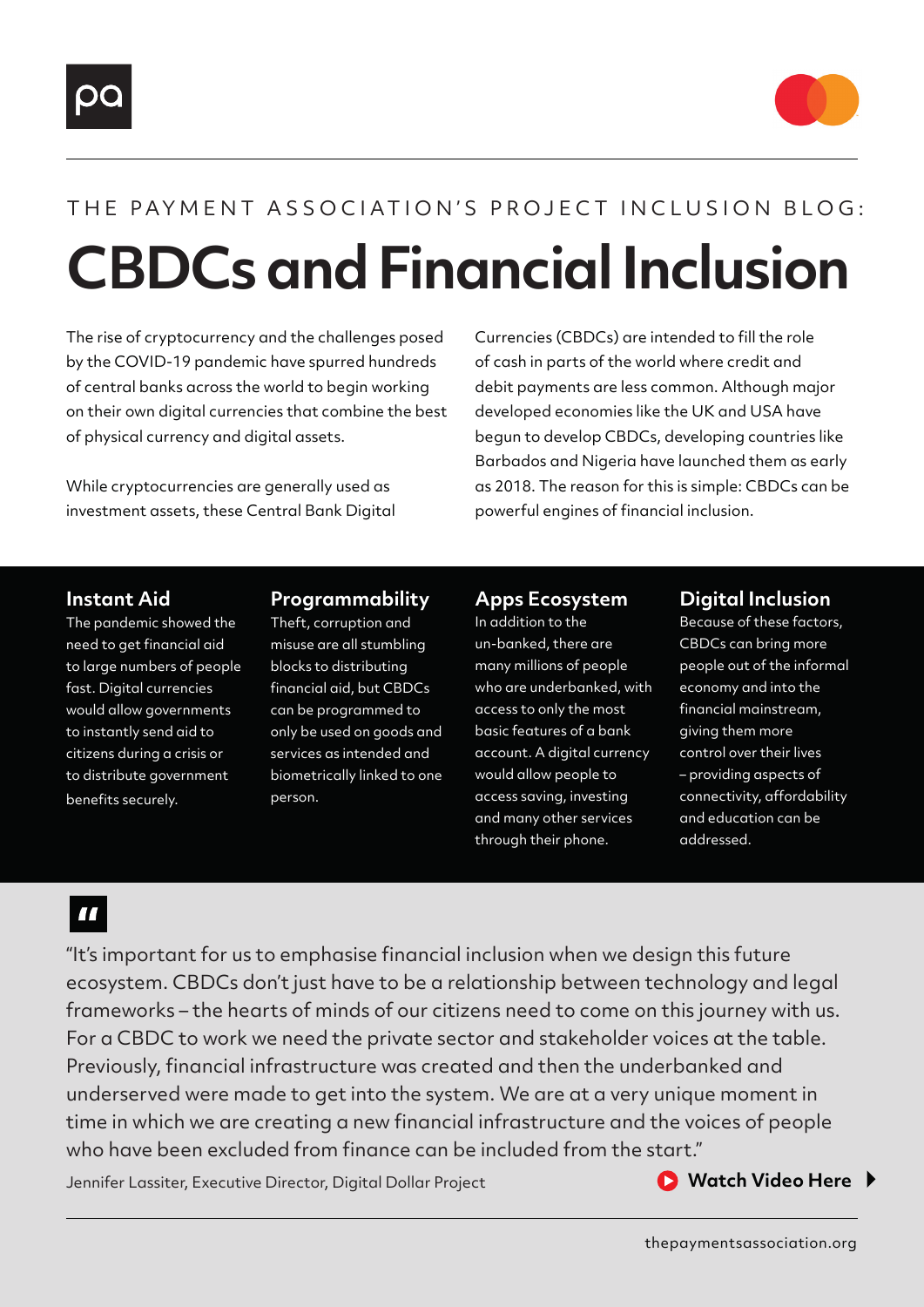THE PAYMENT ASSOCIATION'S PROJECT INCLUSION BLOG:

# CBDCs and Financial Inclusion

The rise of cryptocurrency and the challenges posed by the COVID-19 pandemic have spurred hundreds of central banks across the world to begin working on their own digital currencies that combine the best of physical currency and digital assets.

While cryptocurrencies are generally used as investment assets, these Central Bank Digital Currencies (CBDCs) are intended to fill the role of cash in parts of the world where credit and debit payments are less common. Although major developed economies like the UK and USA have begun to develop CBDCs, developing countries like Barbados and Nigeria have launched them as early as 2018. The reason for this is simple: CBDCs can be powerful engines of financial inclusion.

## Instant Aid

The pandemic showed the need to get financial aid to large numbers of people fast. Digital currencies would allow governments to instantly send aid to citizens during a crisis or to distribute government benefits securely.

## Programmability

Theft, corruption and misuse are all stumbling blocks to distributing financial aid, but CBDCs can be programmed to only be used on goods and services as intended and biometrically linked to one person.

## Apps Ecosystem

In addition to the un-banked, there are many millions of people who are underbanked, with access to only the most basic features of a bank account. A digital currency would allow people to access saving, investing and many other services through their phone.

## Digital Inclusion

Because of these factors, CBDCs can bring more people out of the informal economy and into the financial mainstream, giving them more control over their lives – providing aspects of connectivity, affordability and education can be addressed.

> "It's important for us to emphasise financial inclusion when we design this future ecosystem. CBDCs don't just have to be a relationship between technology and legal frameworks – the hearts of minds of our citizens need to come on this journey with us. For a CBDC to work we need the private sector and stakeholder voices at the table. Previously, financial infrastructure was created and then the underbanked and underserved were made to get into the system. We are at a very unique moment in time in which we are creating a new financial infrastructure and the voices of people who have been excluded from finance can be included from the start."

Jennifer Lassiter, Executive Director, Digital Dollar Project

**Watch Video Here**

thepaymentsassociation.org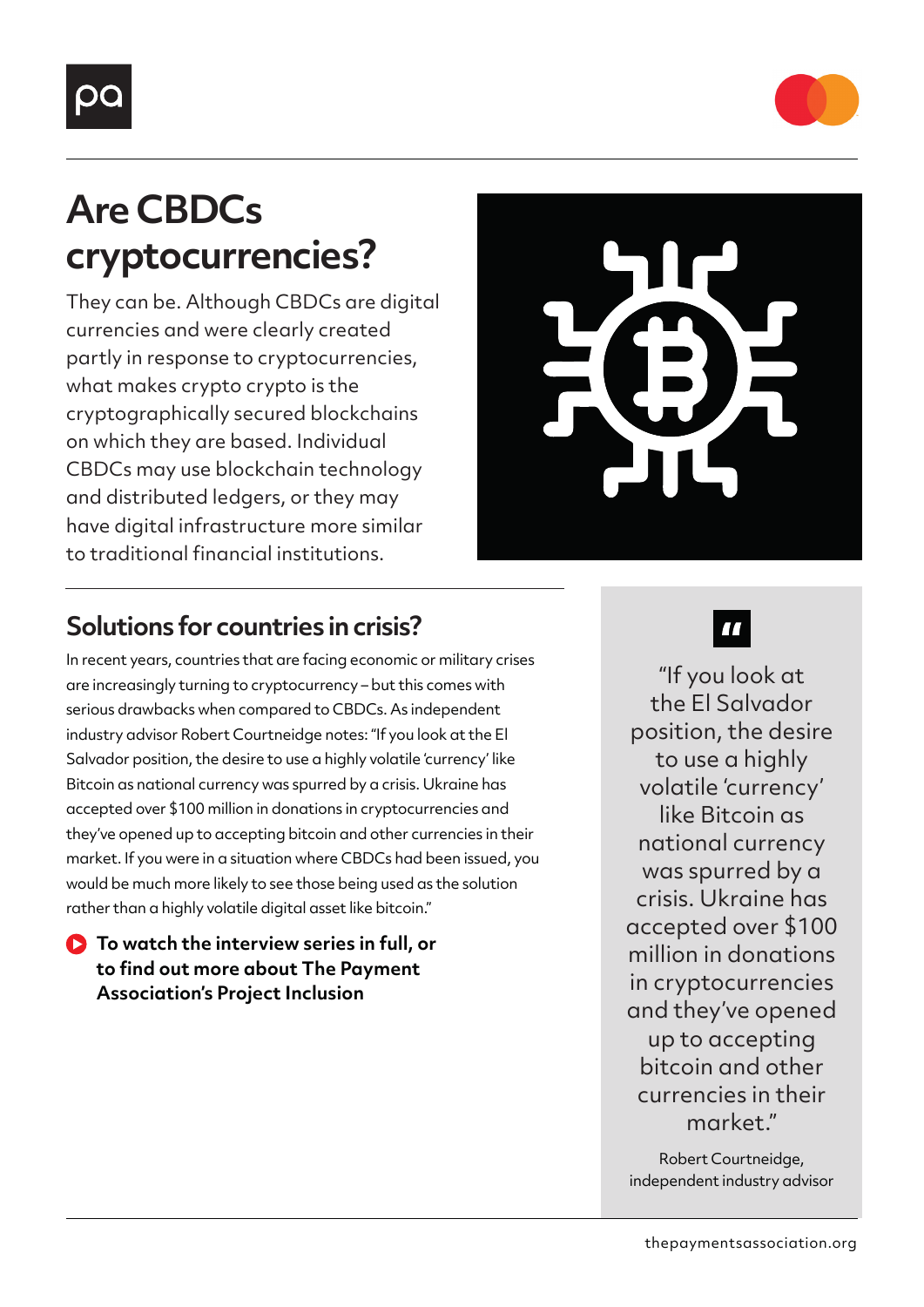# Are CBDCs cryptocurrencies?

They can be. Although CBDCs are digital currencies and were clearly created partly in response to cryptocurrencies, what makes crypto crypto is the cryptographically secured blockchains on which they are based. Individual CBDCs may use blockchain technology and distributed ledgers, or they may have digital infrastructure more similar to traditional financial institutions.

## Solutions for countries in crisis?

In recent years, countries that are facing economic or military crises are increasingly turning to cryptocurrency – but this comes with serious drawbacks when compared to CBDCs. As independent industry advisor Robert Courtneidge notes: "If you look at the El Salvador position, the desire to use a highly volatile 'currency' like Bitcoin as national currency was spurred by a crisis. Ukraine has accepted over $100 million in donations in cryptocurrencies and they've opened up to accepting bitcoin and other currencies in their market. If you were in a situation where CBDCs had been issued, you would be much more likely to see those being used as the solution rather than a highly volatile digital asset like bitcoin."

**To watch the interview series in full, or to find out more about The Payment Association's Project Inclusion**

> "If you look at the El Salvador position, the desire to use a highly volatile 'currency' like Bitcoin as national currency was spurred by a crisis. Ukraine has accepted over $100 million in donations in cryptocurrencies and they've opened up to accepting bitcoin and other currencies in their market."
>
> Robert Courtneidge, independent industry advisor

thepaymentsassociation.org